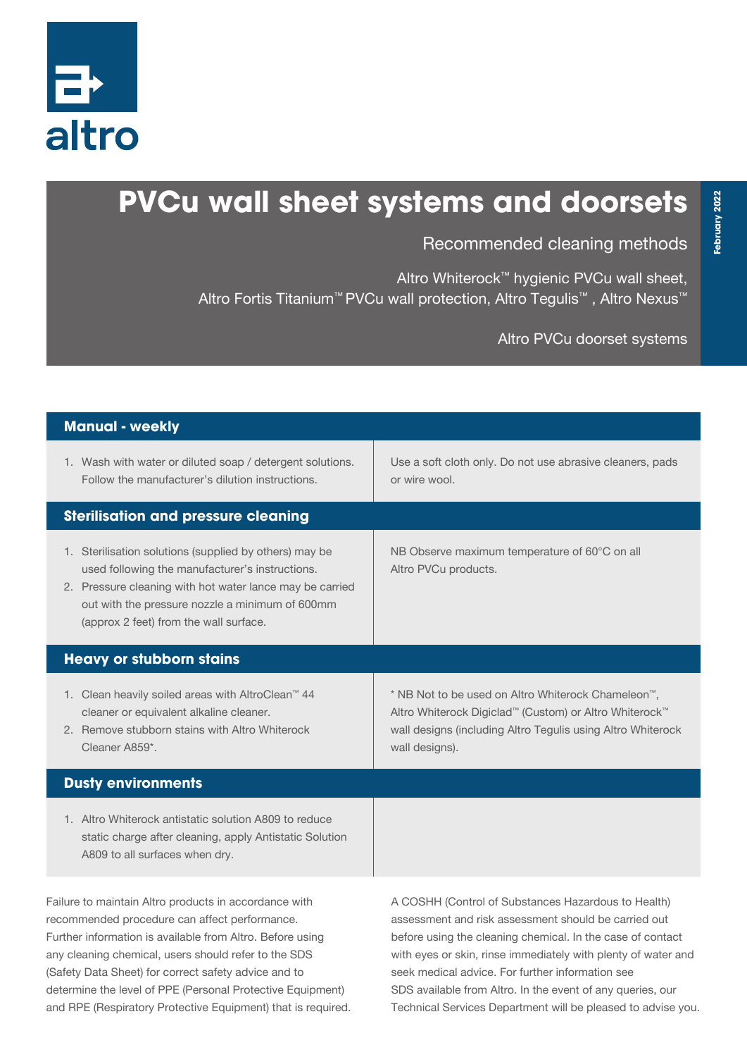altro

# PVCu wall sheet systems and doorsets

## Recommended cleaning methods

Altro Whiterock™ hygienic PVCu wall sheet, Altro Fortis Titanium™ PVCu wall protection, Altro Tegulis™ , Altro Nexus™

Altro PVCu doorset systems

February 2022

### Manual - weekly

1. Wash with water or diluted soap / detergent solutions. Follow the manufacturer's dilution instructions.

Use a soft cloth only. Do not use abrasive cleaners, pads or wire wool.

### Sterilisation and pressure cleaning

1. Sterilisation solutions (supplied by others) may be used following the manufacturer's instructions.
2. Pressure cleaning with hot water lance may be carried out with the pressure nozzle a minimum of 600mm (approx 2 feet) from the wall surface.

NB Observe maximum temperature of 60°C on all Altro PVCu products.

### Heavy or stubborn stains

1. Clean heavily soiled areas with AltroClean™ 44 cleaner or equivalent alkaline cleaner.
2. Remove stubborn stains with Altro Whiterock Cleaner A859*.

* NB Not to be used on Altro Whiterock Chameleon™, Altro Whiterock Digiclad™ (Custom) or Altro Whiterock™ wall designs (including Altro Tegulis using Altro Whiterock wall designs).

### Dusty environments

1. Altro Whiterock antistatic solution A809 to reduce static charge after cleaning, apply Antistatic Solution A809 to all surfaces when dry.

Failure to maintain Altro products in accordance with recommended procedure can affect performance. Further information is available from Altro. Before using any cleaning chemical, users should refer to the SDS (Safety Data Sheet) for correct safety advice and to determine the level of PPE (Personal Protective Equipment) and RPE (Respiratory Protective Equipment) that is required. A COSHH (Control of Substances Hazardous to Health) assessment and risk assessment should be carried out before using the cleaning chemical. In the case of contact with eyes or skin, rinse immediately with plenty of water and seek medical advice. For further information see SDS available from Altro. In the event of any queries, our Technical Services Department will be pleased to advise you.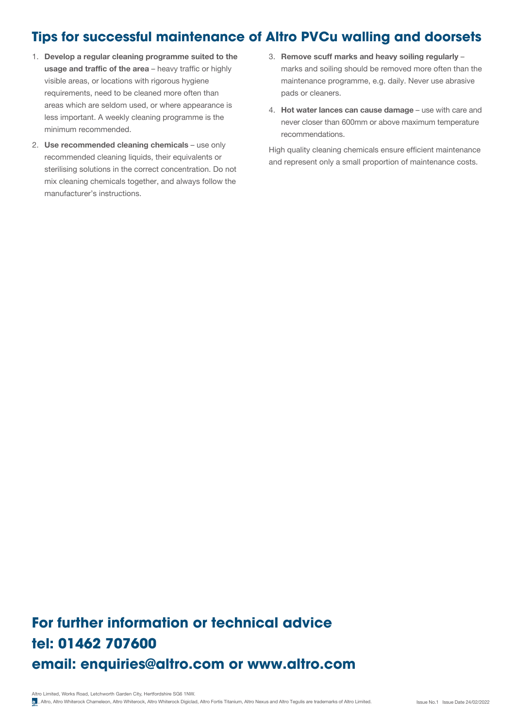## Tips for successful maintenance of Altro PVCu walling and doorsets

1. **Develop a regular cleaning programme suited to the usage and traffic of the area** – heavy traffic or highly visible areas, or locations with rigorous hygiene requirements, need to be cleaned more often than areas which are seldom used, or where appearance is less important. A weekly cleaning programme is the minimum recommended.
2. **Use recommended cleaning chemicals** – use only recommended cleaning liquids, their equivalents or sterilising solutions in the correct concentration. Do not mix cleaning chemicals together, and always follow the manufacturer's instructions.
3. **Remove scuff marks and heavy soiling regularly** – marks and soiling should be removed more often than the maintenance programme, e.g. daily. Never use abrasive pads or cleaners.
4. **Hot water lances can cause damage** – use with care and never closer than 600mm or above maximum temperature recommendations.

High quality cleaning chemicals ensure efficient maintenance and represent only a small proportion of maintenance costs.

## For further information or technical advice
## tel: 01462 707600
## email: enquiries@altro.com or www.altro.com

Altro Limited, Works Road, Letchworth Garden City, Hertfordshire SG6 1NW.

Altro, Altro Whiterock Chameleon, Altro Whiterock, Altro Whiterock Digiclad, Altro Fortis Titanium, Altro Nexus and Altro Tegulis are trademarks of Altro Limited.

Issue No.1 Issue Date 24/02/2022